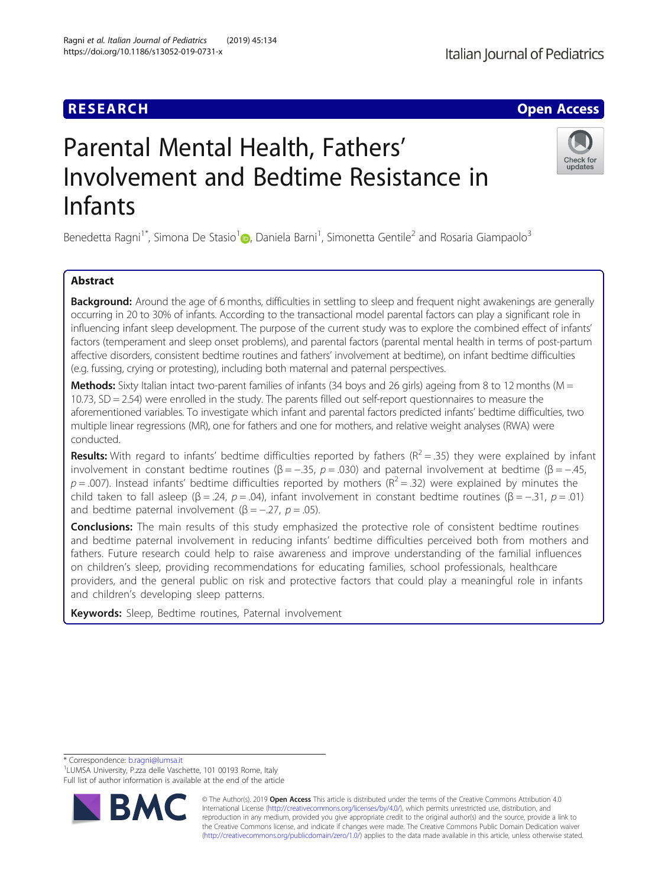RESEARCH

Open Access

# Parental Mental Health, Fathers' Involvement and Bedtime Resistance in Infants

Benedetta Ragni[1*], Simona De Stasio[1], Daniela Barni[1], Simonetta Gentile[2] and Rosaria Giampaolo[3]

## Abstract

**Background:** Around the age of 6 months, difficulties in settling to sleep and frequent night awakenings are generally occurring in 20 to 30% of infants. According to the transactional model parental factors can play a significant role in influencing infant sleep development. The purpose of the current study was to explore the combined effect of infants' factors (temperament and sleep onset problems), and parental factors (parental mental health in terms of post-partum affective disorders, consistent bedtime routines and fathers' involvement at bedtime), on infant bedtime difficulties (e.g. fussing, crying or protesting), including both maternal and paternal perspectives.

**Methods:** Sixty Italian intact two-parent families of infants (34 boys and 26 girls) ageing from 8 to 12 months (M = 10.73, SD = 2.54) were enrolled in the study. The parents filled out self-report questionnaires to measure the aforementioned variables. To investigate which infant and parental factors predicted infants' bedtime difficulties, two multiple linear regressions (MR), one for fathers and one for mothers, and relative weight analyses (RWA) were conducted.

**Results:** With regard to infants' bedtime difficulties reported by fathers ($R^2 = .35$) they were explained by infant involvement in constant bedtime routines ($\beta = -.35$, $p = .030$) and paternal involvement at bedtime ($\beta = -.45$, $p = .007$). Instead infants' bedtime difficulties reported by mothers ($R^2 = .32$) were explained by minutes the child taken to fall asleep ($\beta = .24$, $p = .04$), infant involvement in constant bedtime routines ($\beta = -.31$, $p = .01$) and bedtime paternal involvement ($\beta = -.27$, $p = .05$).

**Conclusions:** The main results of this study emphasized the protective role of consistent bedtime routines and bedtime paternal involvement in reducing infants' bedtime difficulties perceived both from mothers and fathers. Future research could help to raise awareness and improve understanding of the familial influences on children's sleep, providing recommendations for educating families, school professionals, healthcare providers, and the general public on risk and protective factors that could play a meaningful role in infants and children's developing sleep patterns.

**Keywords:** Sleep, Bedtime routines, Paternal involvement

* Correspondence: b.ragni@lumsa.it
[1]LUMSA University, P.zza delle Vaschette, 101 00193 Rome, Italy
Full list of author information is available at the end of the article

© The Author(s). 2019 **Open Access** This article is distributed under the terms of the Creative Commons Attribution 4.0 International License (http://creativecommons.org/licenses/by/4.0/), which permits unrestricted use, distribution, and reproduction in any medium, provided you give appropriate credit to the original author(s) and the source, provide a link to the Creative Commons license, and indicate if changes were made. The Creative Commons Public Domain Dedication waiver (http://creativecommons.org/publicdomain/zero/1.0/) applies to the data made available in this article, unless otherwise stated.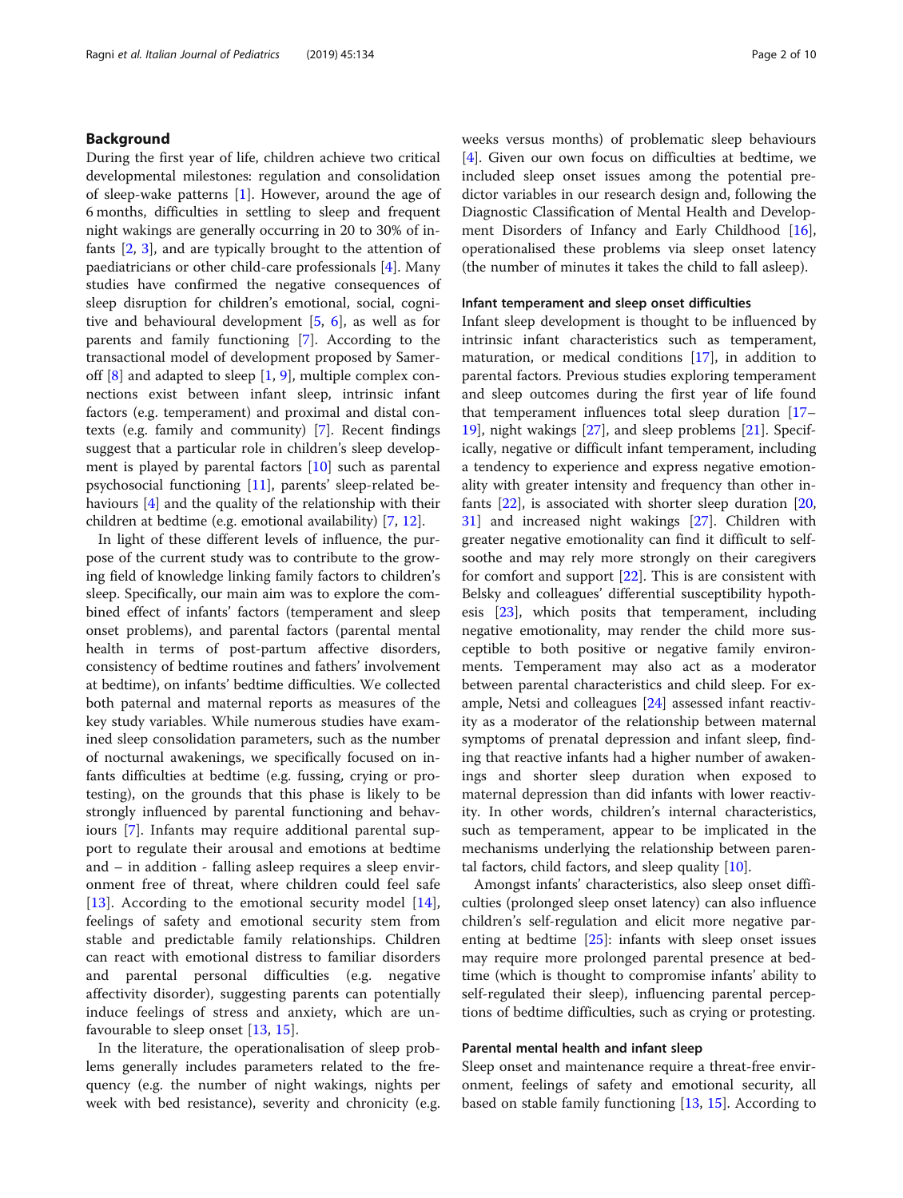## Background

During the first year of life, children achieve two critical developmental milestones: regulation and consolidation of sleep-wake patterns [1]. However, around the age of 6 months, difficulties in settling to sleep and frequent night wakings are generally occurring in 20 to 30% of infants [2, 3], and are typically brought to the attention of paediatricians or other child-care professionals [4]. Many studies have confirmed the negative consequences of sleep disruption for children's emotional, social, cognitive and behavioural development [5, 6], as well as for parents and family functioning [7]. According to the transactional model of development proposed by Sameroff [8] and adapted to sleep [1, 9], multiple complex connections exist between infant sleep, intrinsic infant factors (e.g. temperament) and proximal and distal contexts (e.g. family and community) [7]. Recent findings suggest that a particular role in children's sleep development is played by parental factors [10] such as parental psychosocial functioning [11], parents' sleep-related behaviours [4] and the quality of the relationship with their children at bedtime (e.g. emotional availability) [7, 12].

In light of these different levels of influence, the purpose of the current study was to contribute to the growing field of knowledge linking family factors to children's sleep. Specifically, our main aim was to explore the combined effect of infants' factors (temperament and sleep onset problems), and parental factors (parental mental health in terms of post-partum affective disorders, consistency of bedtime routines and fathers' involvement at bedtime), on infants' bedtime difficulties. We collected both paternal and maternal reports as measures of the key study variables. While numerous studies have examined sleep consolidation parameters, such as the number of nocturnal awakenings, we specifically focused on infants difficulties at bedtime (e.g. fussing, crying or protesting), on the grounds that this phase is likely to be strongly influenced by parental functioning and behaviours [7]. Infants may require additional parental support to regulate their arousal and emotions at bedtime and – in addition - falling asleep requires a sleep environment free of threat, where children could feel safe [13]. According to the emotional security model [14], feelings of safety and emotional security stem from stable and predictable family relationships. Children can react with emotional distress to familiar disorders and parental personal difficulties (e.g. negative affectivity disorder), suggesting parents can potentially induce feelings of stress and anxiety, which are unfavourable to sleep onset [13, 15].

In the literature, the operationalisation of sleep problems generally includes parameters related to the frequency (e.g. the number of night wakings, nights per week with bed resistance), severity and chronicity (e.g. weeks versus months) of problematic sleep behaviours [4]. Given our own focus on difficulties at bedtime, we included sleep onset issues among the potential predictor variables in our research design and, following the Diagnostic Classification of Mental Health and Development Disorders of Infancy and Early Childhood [16], operationalised these problems via sleep onset latency (the number of minutes it takes the child to fall asleep).

### Infant temperament and sleep onset difficulties

Infant sleep development is thought to be influenced by intrinsic infant characteristics such as temperament, maturation, or medical conditions [17], in addition to parental factors. Previous studies exploring temperament and sleep outcomes during the first year of life found that temperament influences total sleep duration [17–19], night wakings [27], and sleep problems [21]. Specifically, negative or difficult infant temperament, including a tendency to experience and express negative emotionality with greater intensity and frequency than other infants [22], is associated with shorter sleep duration [20, 31] and increased night wakings [27]. Children with greater negative emotionality can find it difficult to self-soothe and may rely more strongly on their caregivers for comfort and support [22]. This is are consistent with Belsky and colleagues' differential susceptibility hypothesis [23], which posits that temperament, including negative emotionality, may render the child more susceptible to both positive or negative family environments. Temperament may also act as a moderator between parental characteristics and child sleep. For example, Netsi and colleagues [24] assessed infant reactivity as a moderator of the relationship between maternal symptoms of prenatal depression and infant sleep, finding that reactive infants had a higher number of awakenings and shorter sleep duration when exposed to maternal depression than did infants with lower reactivity. In other words, children's internal characteristics, such as temperament, appear to be implicated in the mechanisms underlying the relationship between parental factors, child factors, and sleep quality [10].

Amongst infants' characteristics, also sleep onset difficulties (prolonged sleep onset latency) can also influence children's self-regulation and elicit more negative parenting at bedtime [25]: infants with sleep onset issues may require more prolonged parental presence at bedtime (which is thought to compromise infants' ability to self-regulated their sleep), influencing parental perceptions of bedtime difficulties, such as crying or protesting.

### Parental mental health and infant sleep

Sleep onset and maintenance require a threat-free environment, feelings of safety and emotional security, all based on stable family functioning [13, 15]. According to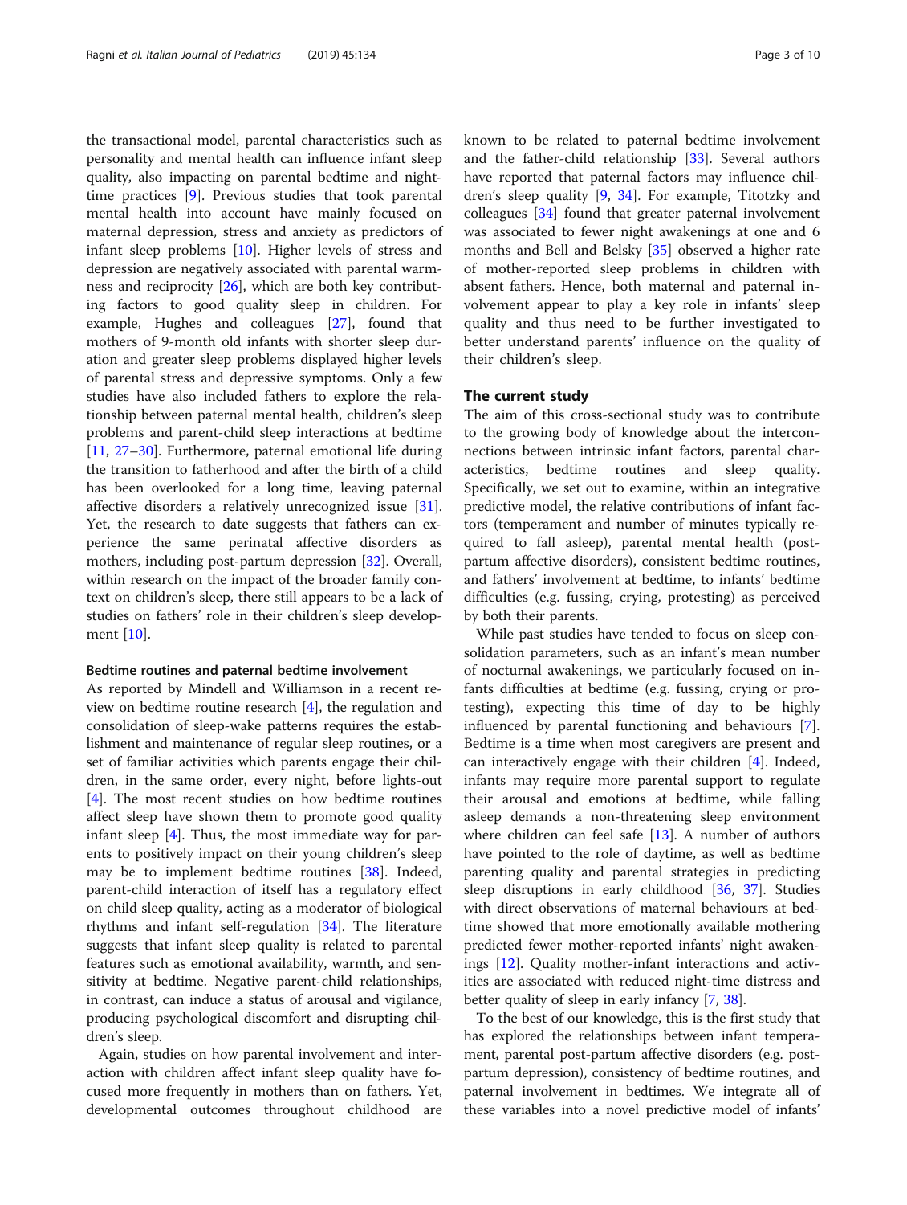the transactional model, parental characteristics such as personality and mental health can influence infant sleep quality, also impacting on parental bedtime and night-time practices [9]. Previous studies that took parental mental health into account have mainly focused on maternal depression, stress and anxiety as predictors of infant sleep problems [10]. Higher levels of stress and depression are negatively associated with parental warmness and reciprocity [26], which are both key contributing factors to good quality sleep in children. For example, Hughes and colleagues [27], found that mothers of 9-month old infants with shorter sleep duration and greater sleep problems displayed higher levels of parental stress and depressive symptoms. Only a few studies have also included fathers to explore the relationship between paternal mental health, children's sleep problems and parent-child sleep interactions at bedtime [11, 27–30]. Furthermore, paternal emotional life during the transition to fatherhood and after the birth of a child has been overlooked for a long time, leaving paternal affective disorders a relatively unrecognized issue [31]. Yet, the research to date suggests that fathers can experience the same perinatal affective disorders as mothers, including post-partum depression [32]. Overall, within research on the impact of the broader family context on children's sleep, there still appears to be a lack of studies on fathers' role in their children's sleep development [10].

#### Bedtime routines and paternal bedtime involvement

As reported by Mindell and Williamson in a recent review on bedtime routine research [4], the regulation and consolidation of sleep-wake patterns requires the establishment and maintenance of regular sleep routines, or a set of familiar activities which parents engage their children, in the same order, every night, before lights-out [4]. The most recent studies on how bedtime routines affect sleep have shown them to promote good quality infant sleep [4]. Thus, the most immediate way for parents to positively impact on their young children's sleep may be to implement bedtime routines [38]. Indeed, parent-child interaction of itself has a regulatory effect on child sleep quality, acting as a moderator of biological rhythms and infant self-regulation [34]. The literature suggests that infant sleep quality is related to parental features such as emotional availability, warmth, and sensitivity at bedtime. Negative parent-child relationships, in contrast, can induce a status of arousal and vigilance, producing psychological discomfort and disrupting children's sleep.

Again, studies on how parental involvement and interaction with children affect infant sleep quality have focused more frequently in mothers than on fathers. Yet, developmental outcomes throughout childhood are known to be related to paternal bedtime involvement and the father-child relationship [33]. Several authors have reported that paternal factors may influence children's sleep quality [9, 34]. For example, Titotzky and colleagues [34] found that greater paternal involvement was associated to fewer night awakenings at one and 6 months and Bell and Belsky [35] observed a higher rate of mother-reported sleep problems in children with absent fathers. Hence, both maternal and paternal involvement appear to play a key role in infants' sleep quality and thus need to be further investigated to better understand parents' influence on the quality of their children's sleep.

### The current study

The aim of this cross-sectional study was to contribute to the growing body of knowledge about the interconnections between intrinsic infant factors, parental characteristics, bedtime routines and sleep quality. Specifically, we set out to examine, within an integrative predictive model, the relative contributions of infant factors (temperament and number of minutes typically required to fall asleep), parental mental health (post-partum affective disorders), consistent bedtime routines, and fathers' involvement at bedtime, to infants' bedtime difficulties (e.g. fussing, crying, protesting) as perceived by both their parents.

While past studies have tended to focus on sleep consolidation parameters, such as an infant's mean number of nocturnal awakenings, we particularly focused on infants difficulties at bedtime (e.g. fussing, crying or protesting), expecting this time of day to be highly influenced by parental functioning and behaviours [7]. Bedtime is a time when most caregivers are present and can interactively engage with their children [4]. Indeed, infants may require more parental support to regulate their arousal and emotions at bedtime, while falling asleep demands a non-threatening sleep environment where children can feel safe [13]. A number of authors have pointed to the role of daytime, as well as bedtime parenting quality and parental strategies in predicting sleep disruptions in early childhood [36, 37]. Studies with direct observations of maternal behaviours at bedtime showed that more emotionally available mothering predicted fewer mother-reported infants' night awakenings [12]. Quality mother-infant interactions and activities are associated with reduced night-time distress and better quality of sleep in early infancy [7, 38].

To the best of our knowledge, this is the first study that has explored the relationships between infant temperament, parental post-partum affective disorders (e.g. post-partum depression), consistency of bedtime routines, and paternal involvement in bedtimes. We integrate all of these variables into a novel predictive model of infants'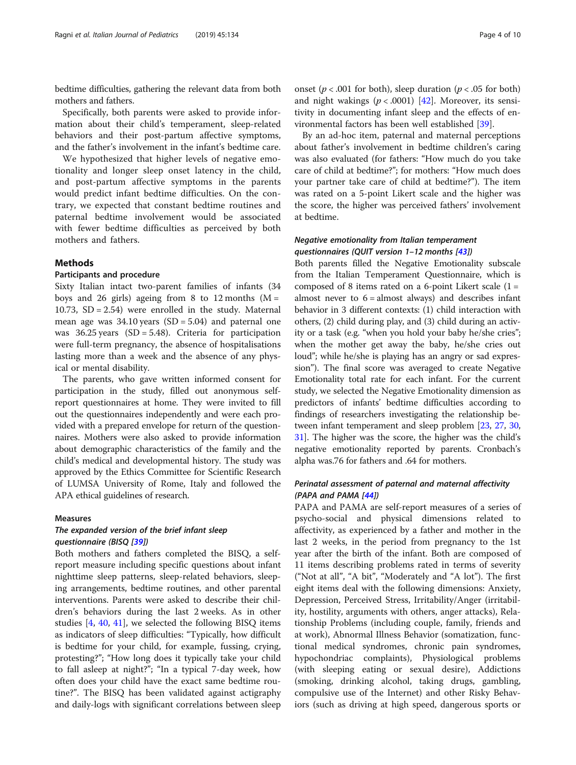bedtime difficulties, gathering the relevant data from both mothers and fathers.

Specifically, both parents were asked to provide information about their child's temperament, sleep-related behaviors and their post-partum affective symptoms, and the father's involvement in the infant's bedtime care.

We hypothesized that higher levels of negative emotionality and longer sleep onset latency in the child, and post-partum affective symptoms in the parents would predict infant bedtime difficulties. On the contrary, we expected that constant bedtime routines and paternal bedtime involvement would be associated with fewer bedtime difficulties as perceived by both mothers and fathers.

## Methods

### Participants and procedure

Sixty Italian intact two-parent families of infants (34 boys and 26 girls) ageing from 8 to 12 months (M = 10.73, SD = 2.54) were enrolled in the study. Maternal mean age was 34.10 years (SD = 5.04) and paternal one was 36.25 years (SD = 5.48). Criteria for participation were full-term pregnancy, the absence of hospitalisations lasting more than a week and the absence of any physical or mental disability.

The parents, who gave written informed consent for participation in the study, filled out anonymous self-report questionnaires at home. They were invited to fill out the questionnaires independently and were each provided with a prepared envelope for return of the questionnaires. Mothers were also asked to provide information about demographic characteristics of the family and the child's medical and developmental history. The study was approved by the Ethics Committee for Scientific Research of LUMSA University of Rome, Italy and followed the APA ethical guidelines of research.

### Measures

#### *The expanded version of the brief infant sleep questionnaire (BISQ [39])*

Both mothers and fathers completed the BISQ, a self-report measure including specific questions about infant nighttime sleep patterns, sleep-related behaviors, sleeping arrangements, bedtime routines, and other parental interventions. Parents were asked to describe their children's behaviors during the last 2 weeks. As in other studies [4, 40, 41], we selected the following BISQ items as indicators of sleep difficulties: "Typically, how difficult is bedtime for your child, for example, fussing, crying, protesting?"; "How long does it typically take your child to fall asleep at night?"; "In a typical 7-day week, how often does your child have the exact same bedtime routine?". The BISQ has been validated against actigraphy and daily-logs with significant correlations between sleep onset ($p < .001$ for both), sleep duration ($p < .05$ for both) and night wakings ($p < .0001$) [42]. Moreover, its sensitivity in documenting infant sleep and the effects of environmental factors has been well established [39].

By an ad-hoc item, paternal and maternal perceptions about father's involvement in bedtime children's caring was also evaluated (for fathers: "How much do you take care of child at bedtime?"; for mothers: "How much does your partner take care of child at bedtime?"). The item was rated on a 5-point Likert scale and the higher was the score, the higher was perceived fathers' involvement at bedtime.

#### *Negative emotionality from Italian temperament questionnaires (QUIT version 1–12 months [43])*

Both parents filled the Negative Emotionality subscale from the Italian Temperament Questionnaire, which is composed of 8 items rated on a 6-point Likert scale (1 = almost never to 6 = almost always) and describes infant behavior in 3 different contexts: (1) child interaction with others, (2) child during play, and (3) child during an activity or a task (e.g. "when you hold your baby he/she cries"; when the mother get away the baby, he/she cries out loud"; while he/she is playing has an angry or sad expression"). The final score was averaged to create Negative Emotionality total rate for each infant. For the current study, we selected the Negative Emotionality dimension as predictors of infants' bedtime difficulties according to findings of researchers investigating the relationship between infant temperament and sleep problem [23, 27, 30, 31]. The higher was the score, the higher was the child's negative emotionality reported by parents. Cronbach's alpha was.76 for fathers and .64 for mothers.

#### *Perinatal assessment of paternal and maternal affectivity (PAPA and PAMA [44])*

PAPA and PAMA are self-report measures of a series of psycho-social and physical dimensions related to affectivity, as experienced by a father and mother in the last 2 weeks, in the period from pregnancy to the 1st year after the birth of the infant. Both are composed of 11 items describing problems rated in terms of severity ("Not at all", "A bit", "Moderately and "A lot"). The first eight items deal with the following dimensions: Anxiety, Depression, Perceived Stress, Irritability/Anger (irritability, hostility, arguments with others, anger attacks), Relationship Problems (including couple, family, friends and at work), Abnormal Illness Behavior (somatization, functional medical syndromes, chronic pain syndromes, hypochondriac complaints), Physiological problems (with sleeping eating or sexual desire), Addictions (smoking, drinking alcohol, taking drugs, gambling, compulsive use of the Internet) and other Risky Behaviors (such as driving at high speed, dangerous sports or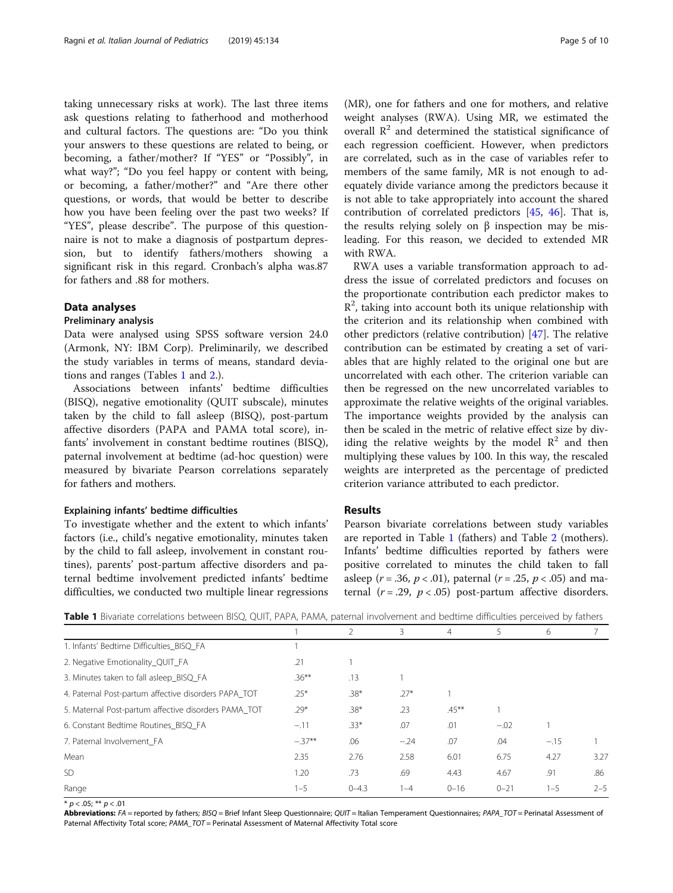taking unnecessary risks at work). The last three items ask questions relating to fatherhood and motherhood and cultural factors. The questions are: "Do you think your answers to these questions are related to being, or becoming, a father/mother? If "YES" or "Possibly", in what way?"; "Do you feel happy or content with being, or becoming, a father/mother?" and "Are there other questions, or words, that would be better to describe how you have been feeling over the past two weeks? If "YES", please describe". The purpose of this questionnaire is not to make a diagnosis of postpartum depression, but to identify fathers/mothers showing a significant risk in this regard. Cronbach's alpha was.87 for fathers and .88 for mothers.

## Data analyses

### Preliminary analysis

Data were analysed using SPSS software version 24.0 (Armonk, NY: IBM Corp). Preliminarily, we described the study variables in terms of means, standard deviations and ranges (Tables 1 and 2.).

Associations between infants' bedtime difficulties (BISQ), negative emotionality (QUIT subscale), minutes taken by the child to fall asleep (BISQ), post-partum affective disorders (PAPA and PAMA total score), infants' involvement in constant bedtime routines (BISQ), paternal involvement at bedtime (ad-hoc question) were measured by bivariate Pearson correlations separately for fathers and mothers.

### Explaining infants' bedtime difficulties

To investigate whether and the extent to which infants' factors (i.e., child's negative emotionality, minutes taken by the child to fall asleep, involvement in constant routines), parents' post-partum affective disorders and paternal bedtime involvement predicted infants' bedtime difficulties, we conducted two multiple linear regressions (MR), one for fathers and one for mothers, and relative weight analyses (RWA). Using MR, we estimated the overall $R^2$ and determined the statistical significance of each regression coefficient. However, when predictors are correlated, such as in the case of variables refer to members of the same family, MR is not enough to adequately divide variance among the predictors because it is not able to take appropriately into account the shared contribution of correlated predictors [45, 46]. That is, the results relying solely on β inspection may be misleading. For this reason, we decided to extended MR with RWA.

RWA uses a variable transformation approach to address the issue of correlated predictors and focuses on the proportionate contribution each predictor makes to $R^2$, taking into account both its unique relationship with the criterion and its relationship when combined with other predictors (relative contribution) [47]. The relative contribution can be estimated by creating a set of variables that are highly related to the original one but are uncorrelated with each other. The criterion variable can then be regressed on the new uncorrelated variables to approximate the relative weights of the original variables. The importance weights provided by the analysis can then be scaled in the metric of relative effect size by dividing the relative weights by the model $R^2$ and then multiplying these values by 100. In this way, the rescaled weights are interpreted as the percentage of predicted criterion variance attributed to each predictor.

## Results

Pearson bivariate correlations between study variables are reported in Table 1 (fathers) and Table 2 (mothers). Infants' bedtime difficulties reported by fathers were positive correlated to minutes the child taken to fall asleep ($r = .36$, $p < .01$), paternal ($r = .25$, $p < .05$) and maternal ($r = .29$, $p < .05$) post-partum affective disorders.

**Table 1** Bivariate correlations between BISQ, QUIT, PAPA, PAMA, paternal involvement and bedtime difficulties perceived by fathers

| | 1 | 2 | 3 | 4 | 5 | 6 | 7 |
|---|---|---|---|---|---|---|---|
| 1. Infants' Bedtime Difficulties_BISQ_FA | 1 | | | | | | |
| 2. Negative Emotionality_QUIT_FA | .21 | 1 | | | | | |
| 3. Minutes taken to fall asleep_BISQ_FA | .36** | .13 | 1 | | | | |
| 4. Paternal Post-partum affective disorders PAPA_TOT | .25* | .38* | .27* | 1 | | | |
| 5. Maternal Post-partum affective disorders PAMA_TOT | .29* | .38* | .23 | .45** | 1 | | |
| 6. Constant Bedtime Routines_BISQ_FA | −.11 | .33* | .07 | .01 | −.02 | 1 | |
| 7. Paternal Involvement_FA | −.37** | .06 | −.24 | .07 | .04 | −.15 | 1 |
| Mean | 2.35 | 2.76 | 2.58 | 6.01 | 6.75 | 4.27 | 3.27 |
| SD | 1.20 | .73 | .69 | 4.43 | 4.67 | .91 | .86 |
| Range | 1–5 | 0–4.3 | 1–4 | 0–16 | 0–21 | 1–5 | 2–5 |

* $p < .05$; ** $p < .01$

**Abbreviations:** FA = reported by fathers; BISQ = Brief Infant Sleep Questionnaire; QUIT = Italian Temperament Questionnaires; PAPA_TOT = Perinatal Assessment of Paternal Affectivity Total score; PAMA_TOT = Perinatal Assessment of Maternal Affectivity Total score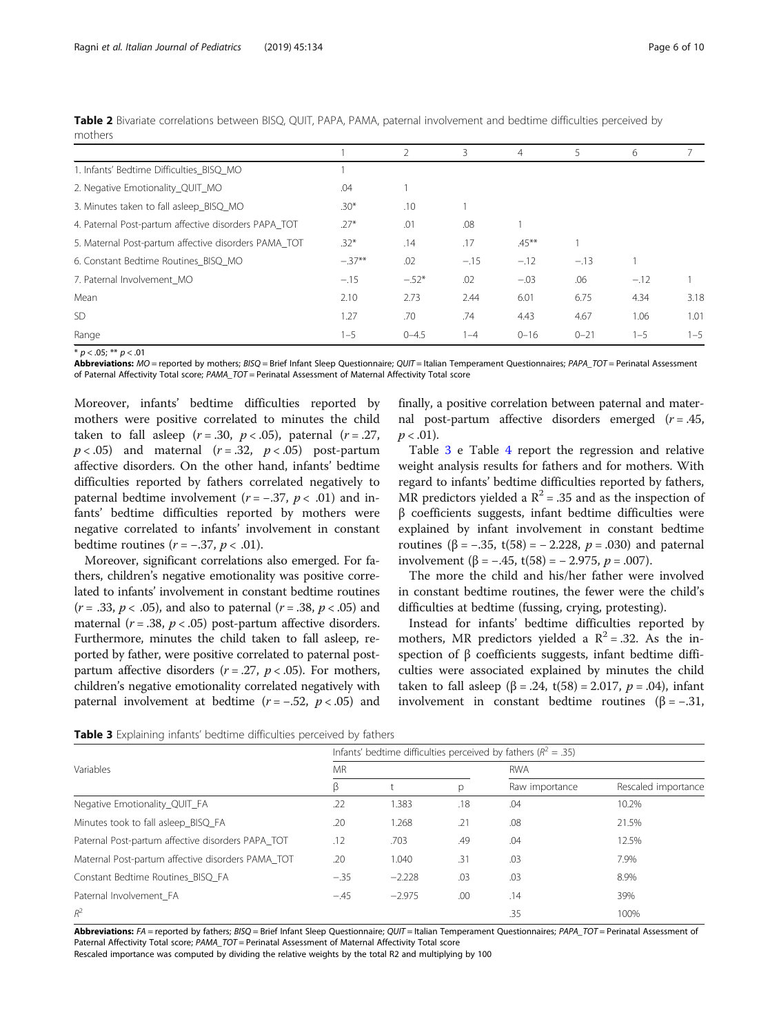**Table 2** Bivariate correlations between BISQ, QUIT, PAPA, PAMA, paternal involvement and bedtime difficulties perceived by mothers

| | 1 | 2 | 3 | 4 | 5 | 6 | 7 |
|---|---|---|---|---|---|---|---|
| 1. Infants' Bedtime Difficulties_BISQ_MO | 1 | | | | | | |
| 2. Negative Emotionality_QUIT_MO | .04 | 1 | | | | | |
| 3. Minutes taken to fall asleep_BISQ_MO | .30* | .10 | 1 | | | | |
| 4. Paternal Post-partum affective disorders PAPA_TOT | .27* | .01 | .08 | 1 | | | |
| 5. Maternal Post-partum affective disorders PAMA_TOT | .32* | .14 | .17 | .45** | 1 | | |
| 6. Constant Bedtime Routines_BISQ_MO | −.37** | .02 | −.15 | −.12 | −.13 | 1 | |
| 7. Paternal Involvement_MO | −.15 | −.52* | .02 | −.03 | .06 | −.12 | 1 |
| Mean | 2.10 | 2.73 | 2.44 | 6.01 | 6.75 | 4.34 | 3.18 |
| SD | 1.27 | .70 | .74 | 4.43 | 4.67 | 1.06 | 1.01 |
| Range | 1–5 | 0–4.5 | 1–4 | 0–16 | 0–21 | 1–5 | 1–5 |

* $p < .05$; ** $p < .01$

**Abbreviations:** *MO* = reported by mothers; *BISQ* = Brief Infant Sleep Questionnaire; *QUIT* = Italian Temperament Questionnaires; *PAPA_TOT* = Perinatal Assessment of Paternal Affectivity Total score; *PAMA_TOT* = Perinatal Assessment of Maternal Affectivity Total score

Moreover, infants' bedtime difficulties reported by mothers were positive correlated to minutes the child taken to fall asleep ($r = .30$, $p < .05$), paternal ($r = .27$, $p < .05$) and maternal ($r = .32$, $p < .05$) post-partum affective disorders. On the other hand, infants' bedtime difficulties reported by fathers correlated negatively to paternal bedtime involvement ($r = -.37$, $p < .01$) and infants' bedtime difficulties reported by mothers were negative correlated to infants' involvement in constant bedtime routines ($r = -.37$, $p < .01$).

Moreover, significant correlations also emerged. For fathers, children's negative emotionality was positive correlated to infants' involvement in constant bedtime routines ($r = .33$, $p < .05$), and also to paternal ($r = .38$, $p < .05$) and maternal ($r = .38$, $p < .05$) post-partum affective disorders. Furthermore, minutes the child taken to fall asleep, reported by father, were positive correlated to paternal post-partum affective disorders ($r = .27$, $p < .05$). For mothers, children's negative emotionality correlated negatively with paternal involvement at bedtime ($r = -.52$, $p < .05$) and finally, a positive correlation between paternal and maternal post-partum affective disorders emerged ($r = .45$, $p < .01$).

Table 3 e Table 4 report the regression and relative weight analysis results for fathers and for mothers. With regard to infants' bedtime difficulties reported by fathers, MR predictors yielded a $R^2 = .35$ and as the inspection of β coefficients suggests, infant bedtime difficulties were explained by infant involvement in constant bedtime routines ($\beta = -.35$, $t(58) = -2.228$, $p = .030$) and paternal involvement ($\beta = -.45$, $t(58) = -2.975$, $p = .007$).

The more the child and his/her father were involved in constant bedtime routines, the fewer were the child's difficulties at bedtime (fussing, crying, protesting).

Instead for infants' bedtime difficulties reported by mothers, MR predictors yielded a $R^2 = .32$. As the inspection of β coefficients suggests, infant bedtime difficulties were associated explained by minutes the child taken to fall asleep ($\beta = .24$, $t(58) = 2.017$, $p = .04$), infant involvement in constant bedtime routines ($\beta = -.31$,

**Table 3** Explaining infants' bedtime difficulties perceived by fathers

| Variables | Infants' bedtime difficulties perceived by fathers ($R^2 = .35$) | | | | |
|---|---|---|---|---|---|
| | MR | | | RWA | |
| | β | t | p | Raw importance | Rescaled importance |
| Negative Emotionality_QUIT_FA | .22 | 1.383 | .18 | .04 | 10.2% |
| Minutes took to fall asleep_BISQ_FA | .20 | 1.268 | .21 | .08 | 21.5% |
| Paternal Post-partum affective disorders PAPA_TOT | .12 | .703 | .49 | .04 | 12.5% |
| Maternal Post-partum affective disorders PAMA_TOT | .20 | 1.040 | .31 | .03 | 7.9% |
| Constant Bedtime Routines_BISQ_FA | −.35 | −2.228 | .03 | .03 | 8.9% |
| Paternal Involvement_FA | −.45 | −2.975 | .00 | .14 | 39% |
| $R^2$ | | | | .35 | 100% |

**Abbreviations:** *FA* = reported by fathers; *BISQ* = Brief Infant Sleep Questionnaire; *QUIT* = Italian Temperament Questionnaires; *PAPA_TOT* = Perinatal Assessment of Paternal Affectivity Total score; *PAMA_TOT* = Perinatal Assessment of Maternal Affectivity Total score

Rescaled importance was computed by dividing the relative weights by the total R2 and multiplying by 100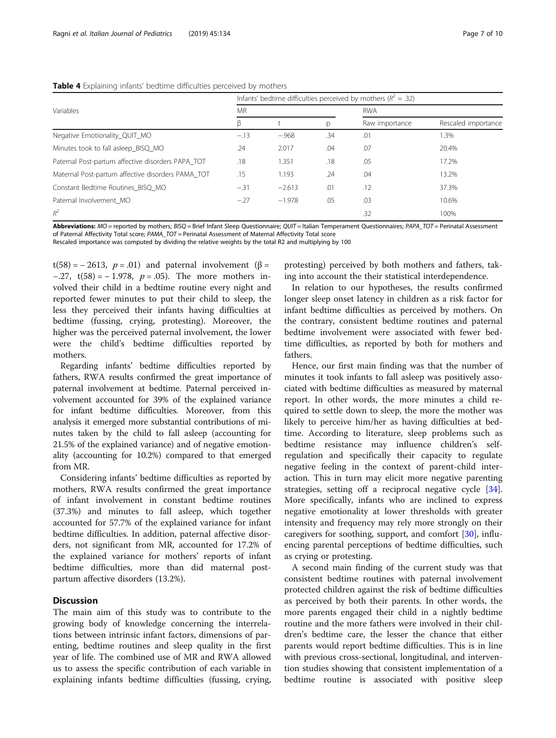**Table 4** Explaining infants' bedtime difficulties perceived by mothers

| Variables | Infants' bedtime difficulties perceived by mothers ($R^2$ = .32) | | | | |
|---|---|---|---|---|---|
| | MR | | | RWA | |
| | β | t | p | Raw importance | Rescaled importance |
| Negative Emotionality_QUIT_MO | −.13 | −.968 | .34 | .01 | 1.3% |
| Minutes took to fall asleep_BISQ_MO | .24 | 2.017 | .04 | .07 | 20.4% |
| Paternal Post-partum affective disorders PAPA_TOT | .18 | 1.351 | .18 | .05 | 17.2% |
| Maternal Post-partum affective disorders PAMA_TOT | .15 | 1.193 | .24 | .04 | 13.2% |
| Constant Bedtime Routines_BISQ_MO | −.31 | −2.613 | .01 | .12 | 37.3% |
| Paternal Involvement_MO | −.27 | −1.978 | .05 | .03 | 10.6% |
| $R^2$ | | | | .32 | 100% |

**Abbreviations:** *MO* = reported by mothers; *BISQ* = Brief Infant Sleep Questionnaire; *QUIT* = Italian Temperament Questionnaires; *PAPA_TOT* = Perinatal Assessment of Paternal Affectivity Total score; *PAMA_TOT* = Perinatal Assessment of Maternal Affectivity Total score

Rescaled importance was computed by dividing the relative weights by the total R2 and multiplying by 100

$t(58) = -2613$, $p = .01$) and paternal involvement ($\beta = -.27$, $t(58) = -1.978$, $p = .05$). The more mothers involved their child in a bedtime routine every night and reported fewer minutes to put their child to sleep, the less they perceived their infants having difficulties at bedtime (fussing, crying, protesting). Moreover, the higher was the perceived paternal involvement, the lower were the child's bedtime difficulties reported by mothers.

Regarding infants' bedtime difficulties reported by fathers, RWA results confirmed the great importance of paternal involvement at bedtime. Paternal perceived involvement accounted for 39% of the explained variance for infant bedtime difficulties. Moreover, from this analysis it emerged more substantial contributions of minutes taken by the child to fall asleep (accounting for 21.5% of the explained variance) and of negative emotionality (accounting for 10.2%) compared to that emerged from MR.

Considering infants' bedtime difficulties as reported by mothers, RWA results confirmed the great importance of infant involvement in constant bedtime routines (37.3%) and minutes to fall asleep, which together accounted for 57.7% of the explained variance for infant bedtime difficulties. In addition, paternal affective disorders, not significant from MR, accounted for 17.2% of the explained variance for mothers' reports of infant bedtime difficulties, more than did maternal postpartum affective disorders (13.2%).

## Discussion

The main aim of this study was to contribute to the growing body of knowledge concerning the interrelations between intrinsic infant factors, dimensions of parenting, bedtime routines and sleep quality in the first year of life. The combined use of MR and RWA allowed us to assess the specific contribution of each variable in explaining infants bedtime difficulties (fussing, crying, protesting) perceived by both mothers and fathers, taking into account the their statistical interdependence.

In relation to our hypotheses, the results confirmed longer sleep onset latency in children as a risk factor for infant bedtime difficulties as perceived by mothers. On the contrary, consistent bedtime routines and paternal bedtime involvement were associated with fewer bedtime difficulties, as reported by both for mothers and fathers.

Hence, our first main finding was that the number of minutes it took infants to fall asleep was positively associated with bedtime difficulties as measured by maternal report. In other words, the more minutes a child required to settle down to sleep, the more the mother was likely to perceive him/her as having difficulties at bedtime. According to literature, sleep problems such as bedtime resistance may influence children's self-regulation and specifically their capacity to regulate negative feeling in the context of parent-child interaction. This in turn may elicit more negative parenting strategies, setting off a reciprocal negative cycle [34]. More specifically, infants who are inclined to express negative emotionality at lower thresholds with greater intensity and frequency may rely more strongly on their caregivers for soothing, support, and comfort [30], influencing parental perceptions of bedtime difficulties, such as crying or protesting.

A second main finding of the current study was that consistent bedtime routines with paternal involvement protected children against the risk of bedtime difficulties as perceived by both their parents. In other words, the more parents engaged their child in a nightly bedtime routine and the more fathers were involved in their children's bedtime care, the lesser the chance that either parents would report bedtime difficulties. This is in line with previous cross-sectional, longitudinal, and intervention studies showing that consistent implementation of a bedtime routine is associated with positive sleep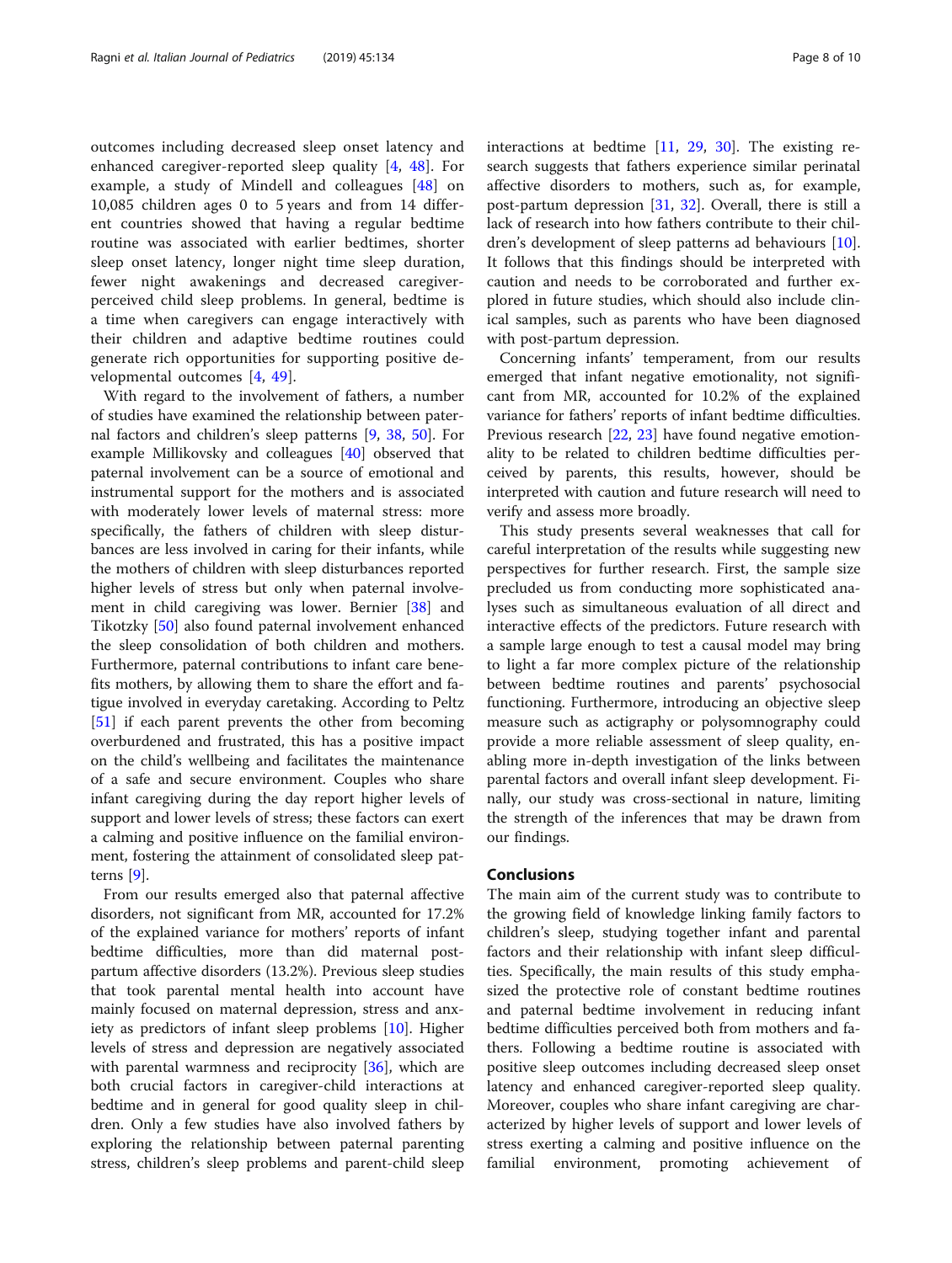outcomes including decreased sleep onset latency and enhanced caregiver-reported sleep quality [4, 48]. For example, a study of Mindell and colleagues [48] on 10,085 children ages 0 to 5 years and from 14 different countries showed that having a regular bedtime routine was associated with earlier bedtimes, shorter sleep onset latency, longer night time sleep duration, fewer night awakenings and decreased caregiver-perceived child sleep problems. In general, bedtime is a time when caregivers can engage interactively with their children and adaptive bedtime routines could generate rich opportunities for supporting positive developmental outcomes [4, 49].

With regard to the involvement of fathers, a number of studies have examined the relationship between paternal factors and children's sleep patterns [9, 38, 50]. For example Millikovsky and colleagues [40] observed that paternal involvement can be a source of emotional and instrumental support for the mothers and is associated with moderately lower levels of maternal stress: more specifically, the fathers of children with sleep disturbances are less involved in caring for their infants, while the mothers of children with sleep disturbances reported higher levels of stress but only when paternal involvement in child caregiving was lower. Bernier [38] and Tikotzky [50] also found paternal involvement enhanced the sleep consolidation of both children and mothers. Furthermore, paternal contributions to infant care benefits mothers, by allowing them to share the effort and fatigue involved in everyday caretaking. According to Peltz [51] if each parent prevents the other from becoming overburdened and frustrated, this has a positive impact on the child's wellbeing and facilitates the maintenance of a safe and secure environment. Couples who share infant caregiving during the day report higher levels of support and lower levels of stress; these factors can exert a calming and positive influence on the familial environment, fostering the attainment of consolidated sleep patterns [9].

From our results emerged also that paternal affective disorders, not significant from MR, accounted for 17.2% of the explained variance for mothers' reports of infant bedtime difficulties, more than did maternal post-partum affective disorders (13.2%). Previous sleep studies that took parental mental health into account have mainly focused on maternal depression, stress and anxiety as predictors of infant sleep problems [10]. Higher levels of stress and depression are negatively associated with parental warmness and reciprocity [36], which are both crucial factors in caregiver-child interactions at bedtime and in general for good quality sleep in children. Only a few studies have also involved fathers by exploring the relationship between paternal parenting stress, children's sleep problems and parent-child sleep interactions at bedtime [11, 29, 30]. The existing research suggests that fathers experience similar perinatal affective disorders to mothers, such as, for example, post-partum depression [31, 32]. Overall, there is still a lack of research into how fathers contribute to their children's development of sleep patterns ad behaviours [10]. It follows that this findings should be interpreted with caution and needs to be corroborated and further explored in future studies, which should also include clinical samples, such as parents who have been diagnosed with post-partum depression.

Concerning infants' temperament, from our results emerged that infant negative emotionality, not significant from MR, accounted for 10.2% of the explained variance for fathers' reports of infant bedtime difficulties. Previous research [22, 23] have found negative emotionality to be related to children bedtime difficulties perceived by parents, this results, however, should be interpreted with caution and future research will need to verify and assess more broadly.

This study presents several weaknesses that call for careful interpretation of the results while suggesting new perspectives for further research. First, the sample size precluded us from conducting more sophisticated analyses such as simultaneous evaluation of all direct and interactive effects of the predictors. Future research with a sample large enough to test a causal model may bring to light a far more complex picture of the relationship between bedtime routines and parents' psychosocial functioning. Furthermore, introducing an objective sleep measure such as actigraphy or polysomnography could provide a more reliable assessment of sleep quality, enabling more in-depth investigation of the links between parental factors and overall infant sleep development. Finally, our study was cross-sectional in nature, limiting the strength of the inferences that may be drawn from our findings.

## Conclusions

The main aim of the current study was to contribute to the growing field of knowledge linking family factors to children's sleep, studying together infant and parental factors and their relationship with infant sleep difficulties. Specifically, the main results of this study emphasized the protective role of constant bedtime routines and paternal bedtime involvement in reducing infant bedtime difficulties perceived both from mothers and fathers. Following a bedtime routine is associated with positive sleep outcomes including decreased sleep onset latency and enhanced caregiver-reported sleep quality. Moreover, couples who share infant caregiving are characterized by higher levels of support and lower levels of stress exerting a calming and positive influence on the familial environment, promoting achievement of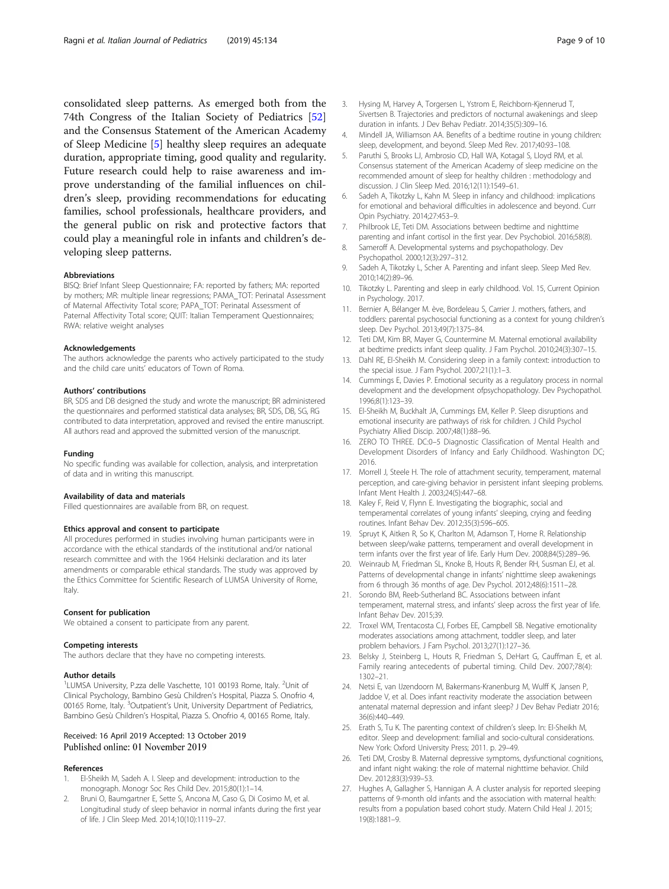consolidated sleep patterns. As emerged both from the 74th Congress of the Italian Society of Pediatrics [52] and the Consensus Statement of the American Academy of Sleep Medicine [5] healthy sleep requires an adequate duration, appropriate timing, good quality and regularity. Future research could help to raise awareness and improve understanding of the familial influences on children's sleep, providing recommendations for educating families, school professionals, healthcare providers, and the general public on risk and protective factors that could play a meaningful role in infants and children's developing sleep patterns.

#### Abbreviations

BISQ: Brief Infant Sleep Questionnaire; FA: reported by fathers; MA: reported by mothers; MR: multiple linear regressions; PAMA_TOT: Perinatal Assessment of Maternal Affectivity Total score; PAPA_TOT: Perinatal Assessment of Paternal Affectivity Total score; QUIT: Italian Temperament Questionnaires; RWA: relative weight analyses

#### Acknowledgements

The authors acknowledge the parents who actively participated to the study and the child care units' educators of Town of Roma.

#### Authors' contributions

BR, SDS and DB designed the study and wrote the manuscript; BR administered the questionnaires and performed statistical data analyses; BR, SDS, DB, SG, RG contributed to data interpretation, approved and revised the entire manuscript. All authors read and approved the submitted version of the manuscript.

#### Funding

No specific funding was available for collection, analysis, and interpretation of data and in writing this manuscript.

#### Availability of data and materials

Filled questionnaires are available from BR, on request.

#### Ethics approval and consent to participate

All procedures performed in studies involving human participants were in accordance with the ethical standards of the institutional and/or national research committee and with the 1964 Helsinki declaration and its later amendments or comparable ethical standards. The study was approved by the Ethics Committee for Scientific Research of LUMSA University of Rome, Italy.

#### Consent for publication

We obtained a consent to participate from any parent.

#### Competing interests

The authors declare that they have no competing interests.

#### Author details

[1]LUMSA University, P.zza delle Vaschette, 101 00193 Rome, Italy. [2]Unit of Clinical Psychology, Bambino Gesù Children's Hospital, Piazza S. Onofrio 4, 00165 Rome, Italy. [3]Outpatient's Unit, University Department of Pediatrics, Bambino Gesù Children's Hospital, Piazza S. Onofrio 4, 00165 Rome, Italy.

Received: 16 April 2019 Accepted: 13 October 2019
Published online: 01 November 2019

#### References

1. El-Sheikh M, Sadeh A. I. Sleep and development: introduction to the monograph. Monogr Soc Res Child Dev. 2015;80(1):1–14.
2. Bruni O, Baumgartner E, Sette S, Ancona M, Caso G, Di Cosimo M, et al. Longitudinal study of sleep behavior in normal infants during the first year of life. J Clin Sleep Med. 2014;10(10):1119–27.
3. Hysing M, Harvey A, Torgersen L, Ystrom E, Reichborn-Kjennerud T, Sivertsen B. Trajectories and predictors of nocturnal awakenings and sleep duration in infants. J Dev Behav Pediatr. 2014;35(5):309–16.
4. Mindell JA, Williamson AA. Benefits of a bedtime routine in young children: sleep, development, and beyond. Sleep Med Rev. 2017;40:93–108.
5. Paruthi S, Brooks LJ, Ambrosio CD, Hall WA, Kotagal S, Lloyd RM, et al. Consensus statement of the American Academy of sleep medicine on the recommended amount of sleep for healthy children : methodology and discussion. J Clin Sleep Med. 2016;12(11):1549–61.
6. Sadeh A, Tikotzky L, Kahn M. Sleep in infancy and childhood: implications for emotional and behavioral difficulties in adolescence and beyond. Curr Opin Psychiatry. 2014;27:453–9.
7. Philbrook LE, Teti DM. Associations between bedtime and nighttime parenting and infant cortisol in the first year. Dev Psychobiol. 2016;58(8).
8. Sameroff A. Developmental systems and psychopathology. Dev Psychopathol. 2000;12(3):297–312.
9. Sadeh A, Tikotzky L, Scher A. Parenting and infant sleep. Sleep Med Rev. 2010;14(2):89–96.
10. Tikotzky L. Parenting and sleep in early childhood. Vol. 15, Current Opinion in Psychology. 2017.
11. Bernier A, Bélanger M. ève, Bordeleau S, Carrier J. mothers, fathers, and toddlers: parental psychosocial functioning as a context for young children's sleep. Dev Psychol. 2013;49(7):1375–84.
12. Teti DM, Kim BR, Mayer G, Countermine M. Maternal emotional availability at bedtime predicts infant sleep quality. J Fam Psychol. 2010;24(3):307–15.
13. Dahl RE, El-Sheikh M. Considering sleep in a family context: introduction to the special issue. J Fam Psychol. 2007;21(1):1–3.
14. Cummings E, Davies P. Emotional security as a regulatory process in normal development and the development ofpsychopathology. Dev Psychopathol. 1996;8(1):123–39.
15. El-Sheikh M, Buckhalt JA, Cummings EM, Keller P. Sleep disruptions and emotional insecurity are pathways of risk for children. J Child Psychol Psychiatry Allied Discip. 2007;48(1):88–96.
16. ZERO TO THREE. DC:0–5 Diagnostic Classification of Mental Health and Development Disorders of Infancy and Early Childhood. Washington DC; 2016.
17. Morrell J, Steele H. The role of attachment security, temperament, maternal perception, and care-giving behavior in persistent infant sleeping problems. Infant Ment Health J. 2003;24(5):447–68.
18. Kaley F, Reid V, Flynn E. Investigating the biographic, social and temperamental correlates of young infants' sleeping, crying and feeding routines. Infant Behav Dev. 2012;35(3):596–605.
19. Spruyt K, Aitken R, So K, Charlton M, Adamson T, Horne R. Relationship between sleep/wake patterns, temperament and overall development in term infants over the first year of life. Early Hum Dev. 2008;84(5):289–96.
20. Weinraub M, Friedman SL, Knoke B, Houts R, Bender RH, Susman EJ, et al. Patterns of developmental change in infants' nighttime sleep awakenings from 6 through 36 months of age. Dev Psychol. 2012;48(6):1511–28.
21. Sorondo BM, Reeb-Sutherland BC. Associations between infant temperament, maternal stress, and infants' sleep across the first year of life. Infant Behav Dev. 2015;39.
22. Troxel WM, Trentacosta CJ, Forbes EE, Campbell SB. Negative emotionality moderates associations among attachment, toddler sleep, and later problem behaviors. J Fam Psychol. 2013;27(1):127–36.
23. Belsky J, Steinberg L, Houts R, Friedman S, DeHart G, Cauffman E, et al. Family rearing antecedents of pubertal timing. Child Dev. 2007;78(4):1302–21.
24. Netsi E, van IJzendoorn M, Bakermans-Kranenburg M, Wulff K, Jansen P, Jaddoe V, et al. Does infant reactivity moderate the association between antenatal maternal depression and infant sleep? J Dev Behav Pediatr 2016;36(6):440–449.
25. Erath S, Tu K. The parenting context of children's sleep. In: El-Sheikh M, editor. Sleep and development: familial and socio-cultural considerations. New York: Oxford University Press; 2011. p. 29–49.
26. Teti DM, Crosby B. Maternal depressive symptoms, dysfunctional cognitions, and infant night waking: the role of maternal nighttime behavior. Child Dev. 2012;83(3):939–53.
27. Hughes A, Gallagher S, Hannigan A. A cluster analysis for reported sleeping patterns of 9-month old infants and the association with maternal health: results from a population based cohort study. Matern Child Heal J. 2015;19(8):1881–9.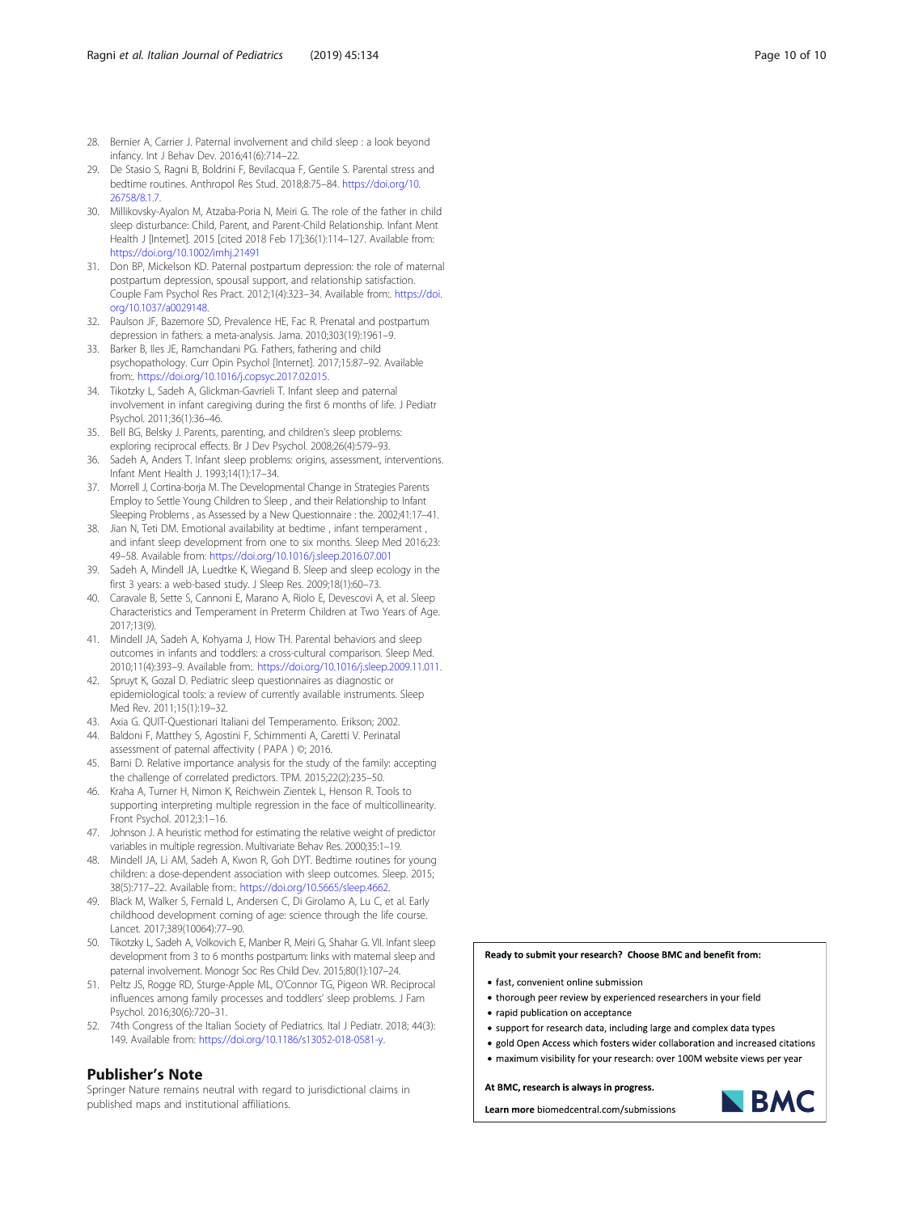28. Bernier A, Carrier J. Paternal involvement and child sleep : a look beyond infancy. Int J Behav Dev. 2016;41(6):714–22.
29. De Stasio S, Ragni B, Boldrini F, Bevilacqua F, Gentile S. Parental stress and bedtime routines. Anthropol Res Stud. 2018;8:75–84. https://doi.org/10.26758/8.1.7.
30. Millikovsky-Ayalon M, Atzaba-Poria N, Meiri G. The role of the father in child sleep disturbance: Child, Parent, and Parent-Child Relationship. Infant Ment Health J [Internet]. 2015 [cited 2018 Feb 17];36(1):114–127. Available from: https://doi.org/10.1002/imhj.21491
31. Don BP, Mickelson KD. Paternal postpartum depression: the role of maternal postpartum depression, spousal support, and relationship satisfaction. Couple Fam Psychol Res Pract. 2012;1(4):323–34. Available from:. https://doi.org/10.1037/a0029148.
32. Paulson JF, Bazemore SD, Prevalence HE, Fac R. Prenatal and postpartum depression in fathers: a meta-analysis. Jama. 2010;303(19):1961–9.
33. Barker B, Iles JE, Ramchandani PG. Fathers, fathering and child psychopathology. Curr Opin Psychol [Internet]. 2017;15:87–92. Available from:. https://doi.org/10.1016/j.copsyc.2017.02.015.
34. Tikotzky L, Sadeh A, Glickman-Gavrieli T. Infant sleep and paternal involvement in infant caregiving during the first 6 months of life. J Pediatr Psychol. 2011;36(1):36–46.
35. Bell BG, Belsky J. Parents, parenting, and children's sleep problems: exploring reciprocal effects. Br J Dev Psychol. 2008;26(4):579–93.
36. Sadeh A, Anders T. Infant sleep problems: origins, assessment, interventions. Infant Ment Health J. 1993;14(1):17–34.
37. Morrell J, Cortina-borja M. The Developmental Change in Strategies Parents Employ to Settle Young Children to Sleep , and their Relationship to Infant Sleeping Problems , as Assessed by a New Questionnaire : the. 2002;41:17–41.
38. Jian N, Teti DM. Emotional availability at bedtime , infant temperament , and infant sleep development from one to six months. Sleep Med 2016;23: 49–58. Available from: https://doi.org/10.1016/j.sleep.2016.07.001
39. Sadeh A, Mindell JA, Luedtke K, Wiegand B. Sleep and sleep ecology in the first 3 years: a web-based study. J Sleep Res. 2009;18(1):60–73.
40. Caravale B, Sette S, Cannoni E, Marano A, Riolo E, Devescovi A, et al. Sleep Characteristics and Temperament in Preterm Children at Two Years of Age. 2017;13(9).
41. Mindell JA, Sadeh A, Kohyama J, How TH. Parental behaviors and sleep outcomes in infants and toddlers: a cross-cultural comparison. Sleep Med. 2010;11(4):393–9. Available from:. https://doi.org/10.1016/j.sleep.2009.11.011.
42. Spruyt K, Gozal D. Pediatric sleep questionnaires as diagnostic or epidemiological tools: a review of currently available instruments. Sleep Med Rev. 2011;15(1):19–32.
43. Axia G. QUIT-Questionari Italiani del Temperamento. Erikson; 2002.
44. Baldoni F, Matthey S, Agostini F, Schimmenti A, Caretti V. Perinatal assessment of paternal affectivity ( PAPA ) ©; 2016.
45. Barni D. Relative importance analysis for the study of the family: accepting the challenge of correlated predictors. TPM. 2015;22(2):235–50.
46. Kraha A, Turner H, Nimon K, Reichwein Zientek L, Henson R. Tools to supporting interpreting multiple regression in the face of multicollinearity. Front Psychol. 2012;3:1–16.
47. Johnson J. A heuristic method for estimating the relative weight of predictor variables in multiple regression. Multivariate Behav Res. 2000;35:1–19.
48. Mindell JA, Li AM, Sadeh A, Kwon R, Goh DYT. Bedtime routines for young children: a dose-dependent association with sleep outcomes. Sleep. 2015; 38(5):717–22. Available from:. https://doi.org/10.5665/sleep.4662.
49. Black M, Walker S, Fernald L, Andersen C, Di Girolamo A, Lu C, et al. Early childhood development coming of age: science through the life course. Lancet. 2017;389(10064):77–90.
50. Tikotzky L, Sadeh A, Volkovich E, Manber R, Meiri G, Shahar G. VII. Infant sleep development from 3 to 6 months postpartum: links with maternal sleep and paternal involvement. Monogr Soc Res Child Dev. 2015;80(1):107–24.
51. Peltz JS, Rogge RD, Sturge-Apple ML, O'Connor TG, Pigeon WR. Reciprocal influences among family processes and toddlers' sleep problems. J Fam Psychol. 2016;30(6):720–31.
52. 74th Congress of the Italian Society of Pediatrics. Ital J Pediatr. 2018; 44(3): 149. Available from: https://doi.org/10.1186/s13052-018-0581-y.

## Publisher's Note

Springer Nature remains neutral with regard to jurisdictional claims in published maps and institutional affiliations.

**Ready to submit your research? Choose BMC and benefit from:**

- fast, convenient online submission
- thorough peer review by experienced researchers in your field
- rapid publication on acceptance
- support for research data, including large and complex data types
- gold Open Access which fosters wider collaboration and increased citations
- maximum visibility for your research: over 100M website views per year

**At BMC, research is always in progress.**

**Learn more** biomedcentral.com/submissions

BMC